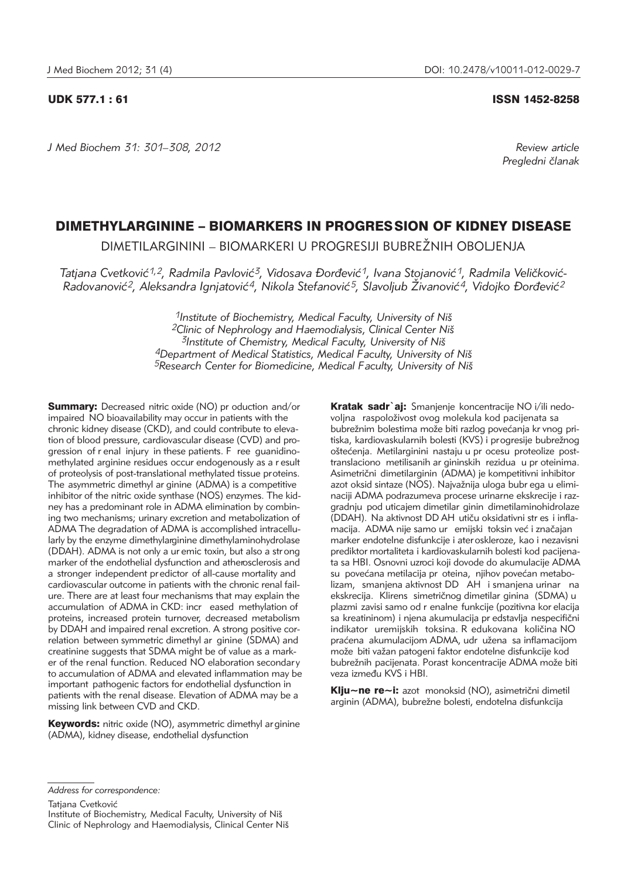UDK 577.1 : 61 ISSN 1452-8258

*Review article*
*Pregledni članak*

# DIMETHYLARGININE – BIOMARKERS IN PROGRESSION OF KIDNEY DISEASE

## DIMETILARGININI – BIOMARKERI U PROGRESIJI BUBREŽNIH OBOLJENJA

*Tatjana Cvetković[1,2], Radmila Pavlović[3], Vidosava Đorđević[1], Ivana Stojanović[1], Radmila Veličković-Radovanović[2], Aleksandra Ignjatović[4], Nikola Stefanović[5], Slavoljub Živanović[4], Vidojko Đorđević[2]*

[1]*Institute of Biochemistry, Medical Faculty, University of Niš*
[2]*Clinic of Nephrology and Haemodialysis, Clinical Center Niš*
[3]*Institute of Chemistry, Medical Faculty, University of Niš*
[4]*Department of Medical Statistics, Medical Faculty, University of Niš*
[5]*Research Center for Biomedicine, Medical Faculty, University of Niš*

**Summary:** Decreased nitric oxide (NO) production and/or impaired NO bioavailability may occur in patients with the chronic kidney disease (CKD), and could contribute to elevation of blood pressure, cardiovascular disease (CVD) and progression of renal injury in these patients. Free guanidino-methylated arginine residues occur endogenously as a result of proteolysis of post-translational methylated tissue proteins. The asymmetric dimethyl arginine (ADMA) is a competitive inhibitor of the nitric oxide synthase (NOS) enzymes. The kidney has a predominant role in ADMA elimination by combining two mechanisms; urinary excretion and metabolization of ADMA The degradation of ADMA is accomplished intracellularly by the enzyme dimethylarginine dimethylaminohydrolase (DDAH). ADMA is not only a uremic toxin, but also a strong marker of the endothelial dysfunction and atherosclerosis and a stronger independent predictor of all-cause mortality and cardiovascular outcome in patients with the chronic renal failure. There are at least four mechanisms that may explain the accumulation of ADMA in CKD: increased methylation of proteins, increased protein turnover, decreased metabolism by DDAH and impaired renal excretion. A strong positive correlation between symmetric dimethyl arginine (SDMA) and creatinine suggests that SDMA might be of value as a marker of the renal function. Reduced NO elaboration secondary to accumulation of ADMA and elevated inflammation may be important pathogenic factors for endothelial dysfunction in patients with the renal disease. Elevation of ADMA may be a missing link between CVD and CKD.

**Keywords:** nitric oxide (NO), asymmetric dimethyl arginine (ADMA), kidney disease, endothelial dysfunction

**Kratak sadržaj:** Smanjenje koncentracije NO i/ili nedovoljna raspoloživost ovog molekula kod pacijenata sa bubrežnim bolestima može biti razlog povećanja krvnog pritiska, kardiovaskularnih bolesti (KVS) i progresije bubrežnog oštećenja. Metilarginini nastaju u procesu proteolize post-translaciono metilisanih argininskih rezidua u proteinima. Asimetrični dimetilarginin (ADMA) je kompetitivni inhibitor azot oksid sintaze (NOS). Najvažnija uloga bubrega u eliminaciji ADMA podrazumeva procese urinarne ekskrecije i razgradnju pod uticajem dimetilarginin dimetilaminohidrolaze (DDAH). Na aktivnost DDAH utiču oksidativni stres i inflamacija. ADMA nije samo uremijski toksin već i značajan marker endotelne disfunkcije i ateroskleroze, kao i nezavisni prediktor mortaliteta i kardiovaskularnih bolesti kod pacijenata sa HBI. Osnovni uzroci koji dovode do akumulacije ADMA su povećana metilacija proteina, njihov povećan metabolizam, smanjena aktivnost DDAH i smanjena urinarna ekskrecija. Klirens simetričnog dimetilarginina (SDMA) u plazmi zavisi samo od renalne funkcije (pozitivna korelacija sa kreatininom) i njena akumulacija predstavlja nespecifični indikator uremijskih toksina. Redukovana količina NO praćena akumulacijom ADMA, udružena sa inflamacijom može biti važan patogeni faktor endotelne disfunkcije kod bubrežnih pacijenata. Porast koncentracije ADMA može biti veza između KVS i HBI.

**Ključne reči:** azot monoksid (NO), asimetrični dimetil arginin (ADMA), bubrežne bolesti, endotelna disfunkcija

*Address for correspondence:*

Tatjana Cvetković
Institute of Biochemistry, Medical Faculty, University of Niš
Clinic of Nephrology and Haemodialysis, Clinical Center Niš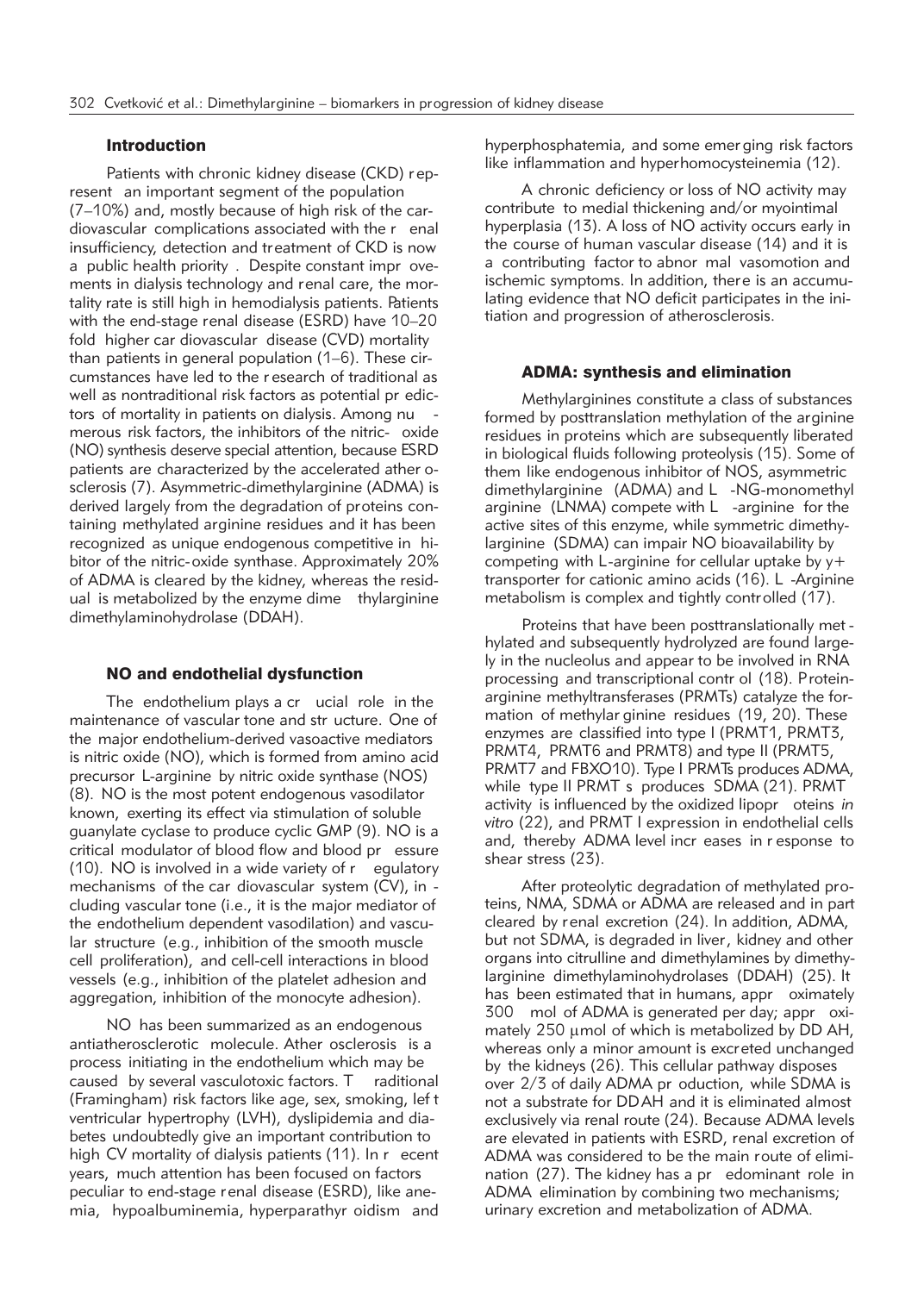## Introduction

Patients with chronic kidney disease (CKD) represent an important segment of the population (7–10%) and, mostly because of high risk of the cardiovascular complications associated with the renal insufficiency, detection and treatment of CKD is now a public health priority. Despite constant improvements in dialysis technology and renal care, the mortality rate is still high in hemodialysis patients. Patients with the end-stage renal disease (ESRD) have 10–20 fold higher cardiovascular disease (CVD) mortality than patients in general population (1–6). These circumstances have led to the research of traditional as well as nontraditional risk factors as potential predictors of mortality in patients on dialysis. Among numerous risk factors, the inhibitors of the nitric-oxide (NO) synthesis deserve special attention, because ESRD patients are characterized by the accelerated atherosclerosis (7). Asymmetric-dimethylarginine (ADMA) is derived largely from the degradation of proteins containing methylated arginine residues and it has been recognized as unique endogenous competitive inhibitor of the nitric-oxide synthase. Approximately 20% of ADMA is cleared by the kidney, whereas the residual is metabolized by the enzyme dimethylarginine dimethylaminohydrolase (DDAH).

## NO and endothelial dysfunction

The endothelium plays a crucial role in the maintenance of vascular tone and structure. One of the major endothelium-derived vasoactive mediators is nitric oxide (NO), which is formed from amino acid precursor L-arginine by nitric oxide synthase (NOS) (8). NO is the most potent endogenous vasodilator known, exerting its effect via stimulation of soluble guanylate cyclase to produce cyclic GMP (9). NO is a critical modulator of blood flow and blood pressure (10). NO is involved in a wide variety of regulatory mechanisms of the cardiovascular system (CV), including vascular tone (i.e., it is the major mediator of the endothelium dependent vasodilation) and vascular structure (e.g., inhibition of the smooth muscle cell proliferation), and cell-cell interactions in blood vessels (e.g., inhibition of the platelet adhesion and aggregation, inhibition of the monocyte adhesion).

NO has been summarized as an endogenous antiatherosclerotic molecule. Atherosclerosis is a process initiating in the endothelium which may be caused by several vasculotoxic factors. Traditional (Framingham) risk factors like age, sex, smoking, left ventricular hypertrophy (LVH), dyslipidemia and diabetes undoubtedly give an important contribution to high CV mortality of dialysis patients (11). In recent years, much attention has been focused on factors peculiar to end-stage renal disease (ESRD), like anemia, hypoalbuminemia, hyperparathyroidism and hyperphosphatemia, and some emerging risk factors like inflammation and hyperhomocysteinemia (12).

A chronic deficiency or loss of NO activity may contribute to medial thickening and/or myointimal hyperplasia (13). A loss of NO activity occurs early in the course of human vascular disease (14) and it is a contributing factor to abnormal vasomotion and ischemic symptoms. In addition, there is an accumulating evidence that NO deficit participates in the initiation and progression of atherosclerosis.

## ADMA: synthesis and elimination

Methylarginines constitute a class of substances formed by posttranslation methylation of the arginine residues in proteins which are subsequently liberated in biological fluids following proteolysis (15). Some of them like endogenous inhibitor of NOS, asymmetric dimethylarginine (ADMA) and L-NG-monomethyl arginine (LNMA) compete with L-arginine for the active sites of this enzyme, while symmetric dimethylarginine (SDMA) can impair NO bioavailability by competing with L-arginine for cellular uptake by y+ transporter for cationic amino acids (16). L-Arginine metabolism is complex and tightly controlled (17).

Proteins that have been posttranslationally methylated and subsequently hydrolyzed are found largely in the nucleolus and appear to be involved in RNA processing and transcriptional control (18). Protein-arginine methyltransferases (PRMTs) catalyze the formation of methylarginine residues (19, 20). These enzymes are classified into type I (PRMT1, PRMT3, PRMT4, PRMT6 and PRMT8) and type II (PRMT5, PRMT7 and FBXO10). Type I PRMTs produces ADMA, while type II PRMTs produces SDMA (21). PRMT activity is influenced by the oxidized lipoproteins *in vitro* (22), and PRMT I expression in endothelial cells and, thereby ADMA level increases in response to shear stress (23).

After proteolytic degradation of methylated proteins, NMA, SDMA or ADMA are released and in part cleared by renal excretion (24). In addition, ADMA, but not SDMA, is degraded in liver, kidney and other organs into citrulline and dimethylamines by dimethylarginine dimethylaminohydrolases (DDAH) (25). It has been estimated that in humans, approximately 300 mol of ADMA is generated per day; approximately 250 µmol of which is metabolized by DDAH, whereas only a minor amount is excreted unchanged by the kidneys (26). This cellular pathway disposes over 2/3 of daily ADMA production, while SDMA is not a substrate for DDAH and it is eliminated almost exclusively via renal route (24). Because ADMA levels are elevated in patients with ESRD, renal excretion of ADMA was considered to be the main route of elimination (27). The kidney has a predominant role in ADMA elimination by combining two mechanisms; urinary excretion and metabolization of ADMA.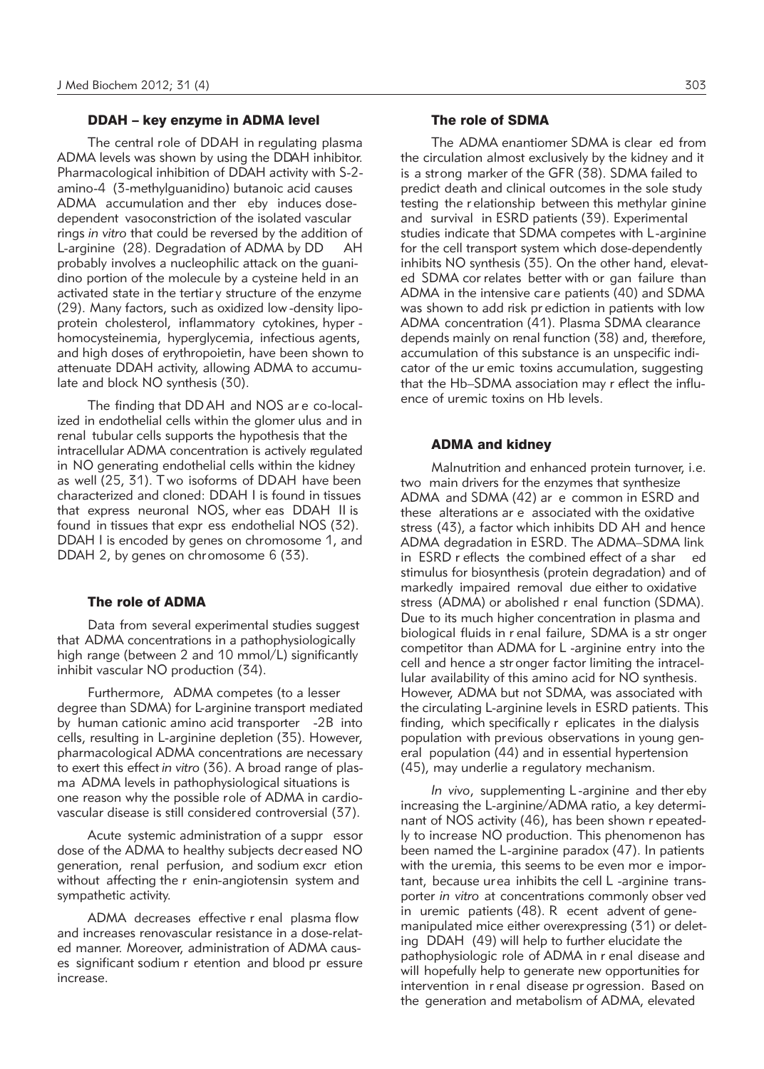### DDAH – key enzyme in ADMA level

The central role of DDAH in regulating plasma ADMA levels was shown by using the DDAH inhibitor. Pharmacological inhibition of DDAH activity with S-2-amino-4 (3-methylguanidino) butanoic acid causes ADMA accumulation and thereby induces dose-dependent vasoconstriction of the isolated vascular rings *in vitro* that could be reversed by the addition of L-arginine (28). Degradation of ADMA by DDAH probably involves a nucleophilic attack on the guanidino portion of the molecule by a cysteine held in an activated state in the tertiary structure of the enzyme (29). Many factors, such as oxidized low-density lipoprotein cholesterol, inflammatory cytokines, hyperhomocysteinemia, hyperglycemia, infectious agents, and high doses of erythropoietin, have been shown to attenuate DDAH activity, allowing ADMA to accumulate and block NO synthesis (30).

The finding that DDAH and NOS are co-localized in endothelial cells within the glomerulus and in renal tubular cells supports the hypothesis that the intracellular ADMA concentration is actively regulated in NO generating endothelial cells within the kidney as well (25, 31). Two isoforms of DDAH have been characterized and cloned: DDAH I is found in tissues that express neuronal NOS, whereas DDAH II is found in tissues that express endothelial NOS (32). DDAH I is encoded by genes on chromosome 1, and DDAH 2, by genes on chromosome 6 (33).

### The role of ADMA

Data from several experimental studies suggest that ADMA concentrations in a pathophysiologically high range (between 2 and 10 mmol/L) significantly inhibit vascular NO production (34).

Furthermore, ADMA competes (to a lesser degree than SDMA) for L-arginine transport mediated by human cationic amino acid transporter -2B into cells, resulting in L-arginine depletion (35). However, pharmacological ADMA concentrations are necessary to exert this effect *in vitro* (36). A broad range of plasma ADMA levels in pathophysiological situations is one reason why the possible role of ADMA in cardiovascular disease is still considered controversial (37).

Acute systemic administration of a suppressor dose of the ADMA to healthy subjects decreased NO generation, renal perfusion, and sodium excretion without affecting the renin-angiotensin system and sympathetic activity.

ADMA decreases effective renal plasma flow and increases renovascular resistance in a dose-related manner. Moreover, administration of ADMA causes significant sodium retention and blood pressure increase.

### The role of SDMA

The ADMA enantiomer SDMA is cleared from the circulation almost exclusively by the kidney and it is a strong marker of the GFR (38). SDMA failed to predict death and clinical outcomes in the sole study testing the relationship between this methylarginine and survival in ESRD patients (39). Experimental studies indicate that SDMA competes with L-arginine for the cell transport system which dose-dependently inhibits NO synthesis (35). On the other hand, elevated SDMA correlates better with organ failure than ADMA in the intensive care patients (40) and SDMA was shown to add risk prediction in patients with low ADMA concentration (41). Plasma SDMA clearance depends mainly on renal function (38) and, therefore, accumulation of this substance is an unspecific indicator of the uremic toxins accumulation, suggesting that the Hb–SDMA association may reflect the influence of uremic toxins on Hb levels.

### ADMA and kidney

Malnutrition and enhanced protein turnover, i.e. two main drivers for the enzymes that synthesize ADMA and SDMA (42) are common in ESRD and these alterations are associated with the oxidative stress (43), a factor which inhibits DDAH and hence ADMA degradation in ESRD. The ADMA–SDMA link in ESRD reflects the combined effect of a shared stimulus for biosynthesis (protein degradation) and of markedly impaired removal due either to oxidative stress (ADMA) or abolished renal function (SDMA). Due to its much higher concentration in plasma and biological fluids in renal failure, SDMA is a stronger competitor than ADMA for L-arginine entry into the cell and hence a stronger factor limiting the intracellular availability of this amino acid for NO synthesis. However, ADMA but not SDMA, was associated with the circulating L-arginine levels in ESRD patients. This finding, which specifically replicates in the dialysis population with previous observations in young general population (44) and in essential hypertension (45), may underlie a regulatory mechanism.

*In vivo*, supplementing L-arginine and thereby increasing the L-arginine/ADMA ratio, a key determinant of NOS activity (46), has been shown repeatedly to increase NO production. This phenomenon has been named the L-arginine paradox (47). In patients with the uremia, this seems to be even more important, because urea inhibits the cell L-arginine transporter *in vitro* at concentrations commonly observed in uremic patients (48). Recent advent of gene-manipulated mice either overexpressing (31) or deleting DDAH (49) will help to further elucidate the pathophysiologic role of ADMA in renal disease and will hopefully help to generate new opportunities for intervention in renal disease progression. Based on the generation and metabolism of ADMA, elevated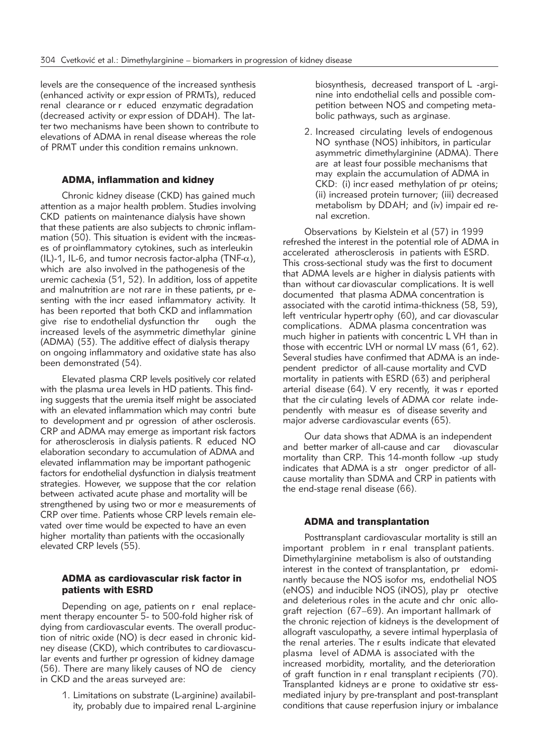levels are the consequence of the increased synthesis (enhanced activity or expression of PRMTs), reduced renal clearance or reduced enzymatic degradation (decreased activity or expression of DDAH). The latter two mechanisms have been shown to contribute to elevations of ADMA in renal disease whereas the role of PRMT under this condition remains unknown.

## ADMA, inflammation and kidney

Chronic kidney disease (CKD) has gained much attention as a major health problem. Studies involving CKD patients on maintenance dialysis have shown that these patients are also subjects to chronic inflammation (50). This situation is evident with the increases of proinflammatory cytokines, such as interleukin (IL)-1, IL-6, and tumor necrosis factor-alpha (TNF-$\alpha$), which are also involved in the pathogenesis of the uremic cachexia (51, 52). In addition, loss of appetite and malnutrition are not rare in these patients, presenting with the increased inflammatory activity. It has been reported that both CKD and inflammation give rise to endothelial dysfunction through the increased levels of the asymmetric dimethylarginine (ADMA) (53). The additive effect of dialysis therapy on ongoing inflammatory and oxidative state has also been demonstrated (54).

Elevated plasma CRP levels positively correlated with the plasma urea levels in HD patients. This finding suggests that the uremia itself might be associated with an elevated inflammation which may contribute to development and progression of atherosclerosis. CRP and ADMA may emerge as important risk factors for atherosclerosis in dialysis patients. Reduced NO elaboration secondary to accumulation of ADMA and elevated inflammation may be important pathogenic factors for endothelial dysfunction in dialysis treatment strategies. However, we suppose that the correlation between activated acute phase and mortality will be strengthened by using two or more measurements of CRP over time. Patients whose CRP levels remain elevated over time would be expected to have an even higher mortality than patients with the occasionally elevated CRP levels (55).

## ADMA as cardiovascular risk factor in patients with ESRD

Depending on age, patients on renal replacement therapy encounter 5- to 500-fold higher risk of dying from cardiovascular events. The overall production of nitric oxide (NO) is decreased in chronic kidney disease (CKD), which contributes to cardiovascular events and further progression of kidney damage (56). There are many likely causes of NO deficiency in CKD and the areas surveyed are:

1. Limitations on substrate (L-arginine) availability, probably due to impaired renal L-arginine biosynthesis, decreased transport of L-arginine into endothelial cells and possible competition between NOS and competing metabolic pathways, such as arginase.
2. Increased circulating levels of endogenous NO synthase (NOS) inhibitors, in particular asymmetric dimethylarginine (ADMA). There are at least four possible mechanisms that may explain the accumulation of ADMA in CKD: (i) increased methylation of proteins; (ii) increased protein turnover; (iii) decreased metabolism by DDAH; and (iv) impaired renal excretion.

Observations by Kielstein et al (57) in 1999 refreshed the interest in the potential role of ADMA in accelerated atherosclerosis in patients with ESRD. This cross-sectional study was the first to document that ADMA levels are higher in dialysis patients with than without cardiovascular complications. It is well documented that plasma ADMA concentration is associated with the carotid intima-thickness (58, 59), left ventricular hypertrophy (60), and cardiovascular complications. ADMA plasma concentration was much higher in patients with concentric LVH than in those with eccentric LVH or normal LV mass (61, 62). Several studies have confirmed that ADMA is an independent predictor of all-cause mortality and CVD mortality in patients with ESRD (63) and peripheral arterial disease (64). Very recently, it was reported that the circulating levels of ADMA correlate independently with measures of disease severity and major adverse cardiovascular events (65).

Our data shows that ADMA is an independent and better marker of all-cause and cardiovascular mortality than CRP. This 14-month follow-up study indicates that ADMA is a stronger predictor of all-cause mortality than SDMA and CRP in patients with the end-stage renal disease (66).

## ADMA and transplantation

Posttransplant cardiovascular mortality is still an important problem in renal transplant patients. Dimethylarginine metabolism is also of outstanding interest in the context of transplantation, predominantly because the NOS isoforms, endothelial NOS (eNOS) and inducible NOS (iNOS), play protective and deleterious roles in the acute and chronic allograft rejection (67–69). An important hallmark of the chronic rejection of kidneys is the development of allograft vasculopathy, a severe intimal hyperplasia of the renal arteries. The results indicate that elevated plasma level of ADMA is associated with the increased morbidity, mortality, and the deterioration of graft function in renal transplant recipients (70). Transplanted kidneys are prone to oxidative stress-mediated injury by pre-transplant and post-transplant conditions that cause reperfusion injury or imbalance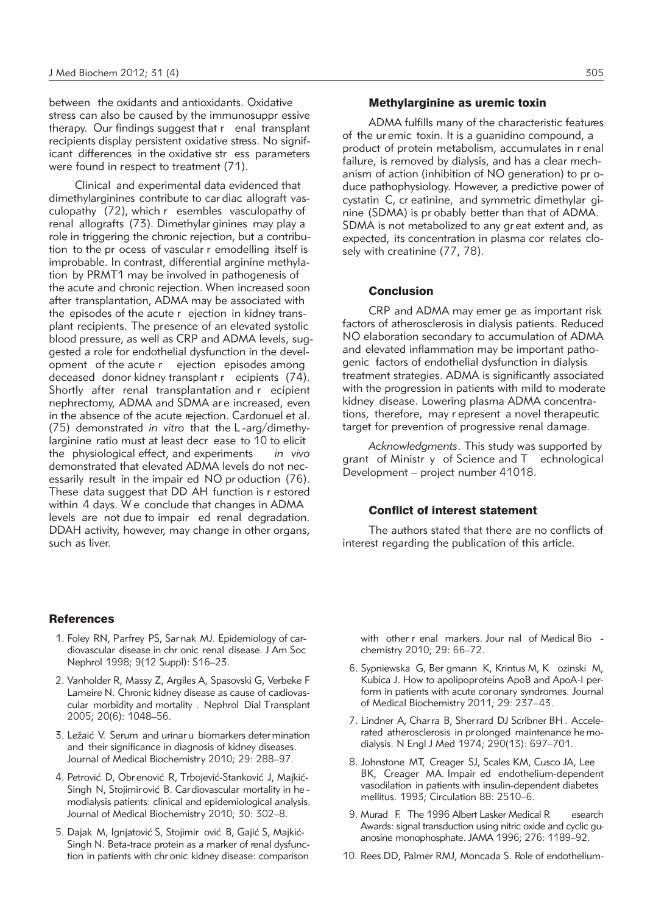between the oxidants and antioxidants. Oxidative stress can also be caused by the immunosuppressive therapy. Our findings suggest that renal transplant recipients display persistent oxidative stress. No significant differences in the oxidative stress parameters were found in respect to treatment (71).

Clinical and experimental data evidenced that dimethylarginines contribute to cardiac allograft vasculopathy (72), which resembles vasculopathy of renal allografts (73). Dimethylarginines may play a role in triggering the chronic rejection, but a contribution to the process of vascular remodelling itself is improbable. In contrast, differential arginine methylation by PRMT1 may be involved in pathogenesis of the acute and chronic rejection. When increased soon after transplantation, ADMA may be associated with the episodes of the acute rejection in kidney transplant recipients. The presence of an elevated systolic blood pressure, as well as CRP and ADMA levels, suggested a role for endothelial dysfunction in the development of the acute rejection episodes among deceased donor kidney transplant recipients (74). Shortly after renal transplantation and recipient nephrectomy, ADMA and SDMA are increased, even in the absence of the acute rejection. Cardonuel et al. (75) demonstrated *in vitro* that the L-arg/dimethylarginine ratio must at least decrease to 10 to elicit the physiological effect, and experiments *in vivo* demonstrated that elevated ADMA levels do not necessarily result in the impaired NO production (76). These data suggest that DDAH function is restored within 4 days. We conclude that changes in ADMA levels are not due to impaired renal degradation. DDAH activity, however, may change in other organs, such as liver.

## Methylarginine as uremic toxin

ADMA fulfills many of the characteristic features of the uremic toxin. It is a guanidino compound, a product of protein metabolism, accumulates in renal failure, is removed by dialysis, and has a clear mechanism of action (inhibition of NO generation) to produce pathophysiology. However, a predictive power of cystatin C, creatinine, and symmetric dimethylarginine (SDMA) is probably better than that of ADMA. SDMA is not metabolized to any great extent and, as expected, its concentration in plasma correlates closely with creatinine (77, 78).

## Conclusion

CRP and ADMA may emerge as important risk factors of atherosclerosis in dialysis patients. Reduced NO elaboration secondary to accumulation of ADMA and elevated inflammation may be important pathogenic factors of endothelial dysfunction in dialysis treatment strategies. ADMA is significantly associated with the progression in patients with mild to moderate kidney disease. Lowering plasma ADMA concentrations, therefore, may represent a novel therapeutic target for prevention of progressive renal damage.

*Acknowledgments*. This study was supported by grant of Ministry of Science and Technological Development – project number 41018.

## Conflict of interest statement

The authors stated that there are no conflicts of interest regarding the publication of this article.

## References

1. Foley RN, Parfrey PS, Sarnak MJ. Epidemiology of cardiovascular disease in chronic renal disease. J Am Soc Nephrol 1998; 9(12 Suppl): S16–23.
2. Vanholder R, Massy Z, Argiles A, Spasovski G, Verbeke F Lameire N. Chronic kidney disease as cause of cardiovascular morbidity and mortality. Nephrol Dial Transplant 2005; 20(6): 1048–56.
3. Ležaić V. Serum and urinaru biomarkers determination and their significance in diagnosis of kidney diseases. Journal of Medical Biochemistry 2010; 29: 288–97.
4. Petrović D, Obrenović R, Trbojević-Stanković J, Majkić-Singh N, Stojimirović B. Cardiovascular mortality in hemodialysis patients: clinical and epidemiological analysis. Journal of Medical Biochemistry 2010; 30: 302–8.
5. Dajak M, Ignjatović S, Stojimirović B, Gajić S, Majkić-Singh N. Beta-trace protein as a marker of renal dysfunction in patients with chronic kidney disease: comparison with other renal markers. Journal of Medical Biochemistry 2010; 29: 66–72.
6. Sypniewska G, Bergmann K, Krintus M, Kozinski M, Kubica J. How to apolipoproteins ApoB and ApoA-I perform in patients with acute coronary syndromes. Journal of Medical Biochemistry 2011; 29: 237–43.
7. Lindner A, Charra B, Sherrard DJ Scribner BH. Accelerated atherosclerosis in prolonged maintenance hemodialysis. N Engl J Med 1974; 290(13): 697–701.
8. Johnstone MT, Creager SJ, Scales KM, Cusco JA, Lee BK, Creager MA. Impaired endothelium-dependent vasodilation in patients with insulin-dependent diabetes mellitus. 1993; Circulation 88: 2510–6.
9. Murad F. The 1996 Albert Lasker Medical Research Awards: signal transduction using nitric oxide and cyclic guanosine monophosphate. JAMA 1996; 276: 1189–92.
10. Rees DD, Palmer RMJ, Moncada S. Role of endothelium-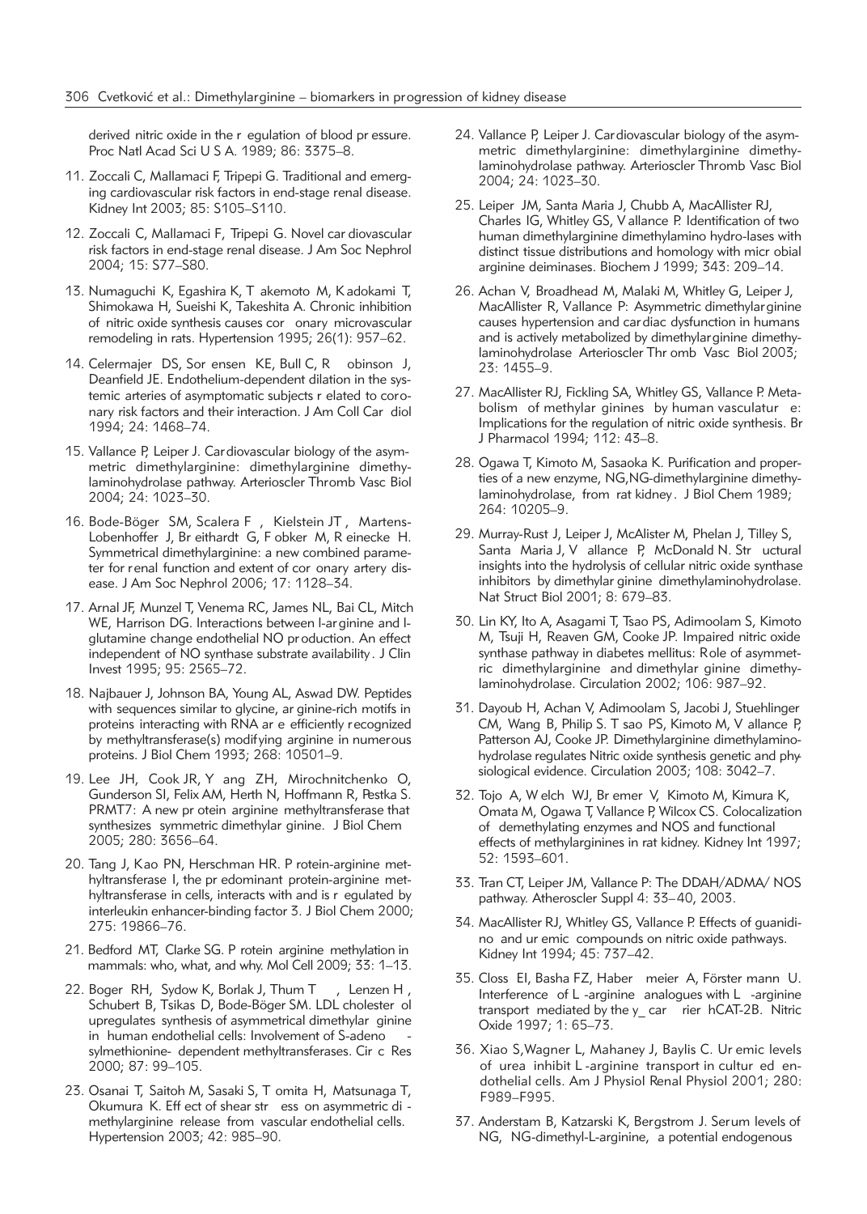derived nitric oxide in the r egulation of blood pr essure. Proc Natl Acad Sci U S A. 1989; 86: 3375–8.

11. Zoccali C, Mallamaci F, Tripepi G. Traditional and emerging cardiovascular risk factors in end-stage renal disease. Kidney Int 2003; 85: S105–S110.

12. Zoccali C, Mallamaci F, Tripepi G. Novel car diovascular risk factors in end-stage renal disease. J Am Soc Nephrol 2004; 15: S77–S80.

13. Numaguchi K, Egashira K, T akemoto M, K adokami T, Shimokawa H, Sueishi K, Takeshita A. Chronic inhibition of nitric oxide synthesis causes cor onary microvascular remodeling in rats. Hypertension 1995; 26(1): 957–62.

14. Celermajer DS, Sor ensen KE, Bull C, R obinson J, Deanfield JE. Endothelium-dependent dilation in the systemic arteries of asymptomatic subjects r elated to coronary risk factors and their interaction. J Am Coll Car diol 1994; 24: 1468–74.

15. Vallance P, Leiper J. Car diovascular biology of the asymmetric dimethylarginine: dimethylarginine dimethylaminohydrolase pathway. Arterioscler Thromb Vasc Biol 2004; 24: 1023–30.

16. Bode-Böger SM, Scalera F , Kielstein JT , Martens-Lobenhoffer J, Br eithardt G, F obker M, R einecke H. Symmetrical dimethylarginine: a new combined parameter for r enal function and extent of cor onary artery disease. J Am Soc Nephrol 2006; 17: 1128–34.

17. Arnal JF, Munzel T, Venema RC, James NL, Bai CL, Mitch WE, Harrison DG. Interactions between l-ar ginine and l-glutamine change endothelial NO pr oduction. An effect independent of NO synthase substrate availability . J Clin Invest 1995; 95: 2565–72.

18. Najbauer J, Johnson BA, Young AL, Aswad DW. Peptides with sequences similar to glycine, ar ginine-rich motifs in proteins interacting with RNA ar e efficiently r ecognized by methyltransferase(s) modif ying arginine in numer ous proteins. J Biol Chem 1993; 268: 10501–9.

19. Lee JH, Cook JR, Y ang ZH, Mirochnitchenko O, Gunderson SI, Felix AM, Herth N, Hoffmann R, Pestka S. PRMT7: A new pr otein arginine methyltransferase that synthesizes symmetric dimethylar ginine. J Biol Chem 2005; 280: 3656–64.

20. Tang J, K ao PN, Herschman HR. P rotein-arginine methyltransferase I, the pr edominant protein-arginine methyltransferase in cells, interacts with and is r egulated by interleukin enhancer-binding factor 3. J Biol Chem 2000; 275: 19866–76.

21. Bedford MT, Clarke SG. P rotein arginine methylation in mammals: who, what, and why. Mol Cell 2009; 33: 1–13.

22. Boger RH, Sydow K, Borlak J, Thum T , Lenzen H , Schubert B, Tsikas D, Bode-Böger SM. LDL cholester ol upregulates synthesis of asymmetrical dimethylar ginine in human endothelial cells: Involvement of S-adeno - sylmethionine- dependent methyltransferases. Cir c Res 2000; 87: 99–105.

23. Osanai T, Saitoh M, Sasaki S, T omita H, Matsunaga T, Okumura K. Eff ect of shear str ess on asymmetric di - methylarginine release from vascular endothelial cells. Hypertension 2003; 42: 985–90.

24. Vallance P, Leiper J. Car diovascular biology of the asymmetric dimethylarginine: dimethylarginine dimethylaminohydrolase pathway. Arterioscler Thromb Vasc Biol 2004; 24: 1023–30.

25. Leiper JM, Santa Maria J, Chubb A, MacAllister RJ, Charles IG, Whitley GS, V allance P. Identification of two human dimethylarginine dimethylamino hydro-lases with distinct tissue distributions and homology with micr obial arginine deiminases. Biochem J 1999; 343: 209–14.

26. Achan V, Broadhead M, Malaki M, Whitley G, Leiper J, MacAllister R, Vallance P: Asymmetric dimethylar ginine causes hypertension and car diac dysfunction in humans and is actively metabolized by dimethylar ginine dimethylaminohydrolase Arterioscler Thr omb Vasc Biol 2003; 23: 1455–9.

27. MacAllister RJ, Fickling SA, Whitley GS, Vallance P. Metabolism of methylar ginines by human vasculatur e: Implications for the regulation of nitric oxide synthesis. Br J Pharmacol 1994; 112: 43–8.

28. Ogawa T, Kimoto M, Sasaoka K. Purification and properties of a new enzyme, NG,NG-dimethylarginine dimethylaminohydrolase, from rat kidney . J Biol Chem 1989; 264: 10205–9.

29. Murray-Rust J, Leiper J, McAlister M, Phelan J, Tilley S, Santa Maria J, V allance P, McDonald N. Str uctural insights into the hydrolysis of cellular nitric oxide synthase inhibitors by dimethylar ginine dimethylaminohydrolase. Nat Struct Biol 2001; 8: 679–83.

30. Lin KY, Ito A, Asagami T, Tsao PS, Adimoolam S, Kimoto M, Tsuji H, Reaven GM, Cooke JP. Impaired nitric oxide synthase pathway in diabetes mellitus: R ole of asymmetric dimethylarginine and dimethylar ginine dimethylaminohydrolase. Circulation 2002; 106: 987–92.

31. Dayoub H, Achan V, Adimoolam S, Jacobi J, Stuehlinger CM, Wang B, Philip S. T sao PS, Kimoto M, V allance P, Patterson AJ, Cooke JP. Dimethylarginine dimethylaminohydrolase regulates Nitric oxide synthesis genetic and physiological evidence. Circulation 2003; 108: 3042–7.

32. Tojo A, W elch WJ, Br emer V, Kimoto M, Kimura K, Omata M, Ogawa T, Vallance P, Wilcox CS. Colocalization of demethylating enzymes and NOS and functional effects of methylarginines in rat kidney. Kidney Int 1997; 52: 1593–601.

33. Tran CT, Leiper JM, Vallance P: The DDAH/ADMA/ NOS pathway. Atheroscler Suppl 4: 33– 40, 2003.

34. MacAllister RJ, Whitley GS, Vallance P. Effects of guanidino and ur emic compounds on nitric oxide pathways. Kidney Int 1994; 45: 737–42.

35. Closs EI, Basha FZ, Haber meier A, Förster mann U. Interference of L -arginine analogues with L -arginine transport mediated by the y_ car rier hCAT-2B. Nitric Oxide 1997; 1: 65–73.

36. Xiao S,Wagner L, Mahaney J, Baylis C. Ur emic levels of urea inhibit L -arginine transport in cultur ed endothelial cells. Am J Physiol Renal Physiol 2001; 280: F989–F995.

37. Anderstam B, Katzarski K, Bergstrom J. Serum levels of NG, NG-dimethyl-L-arginine, a potential endogenous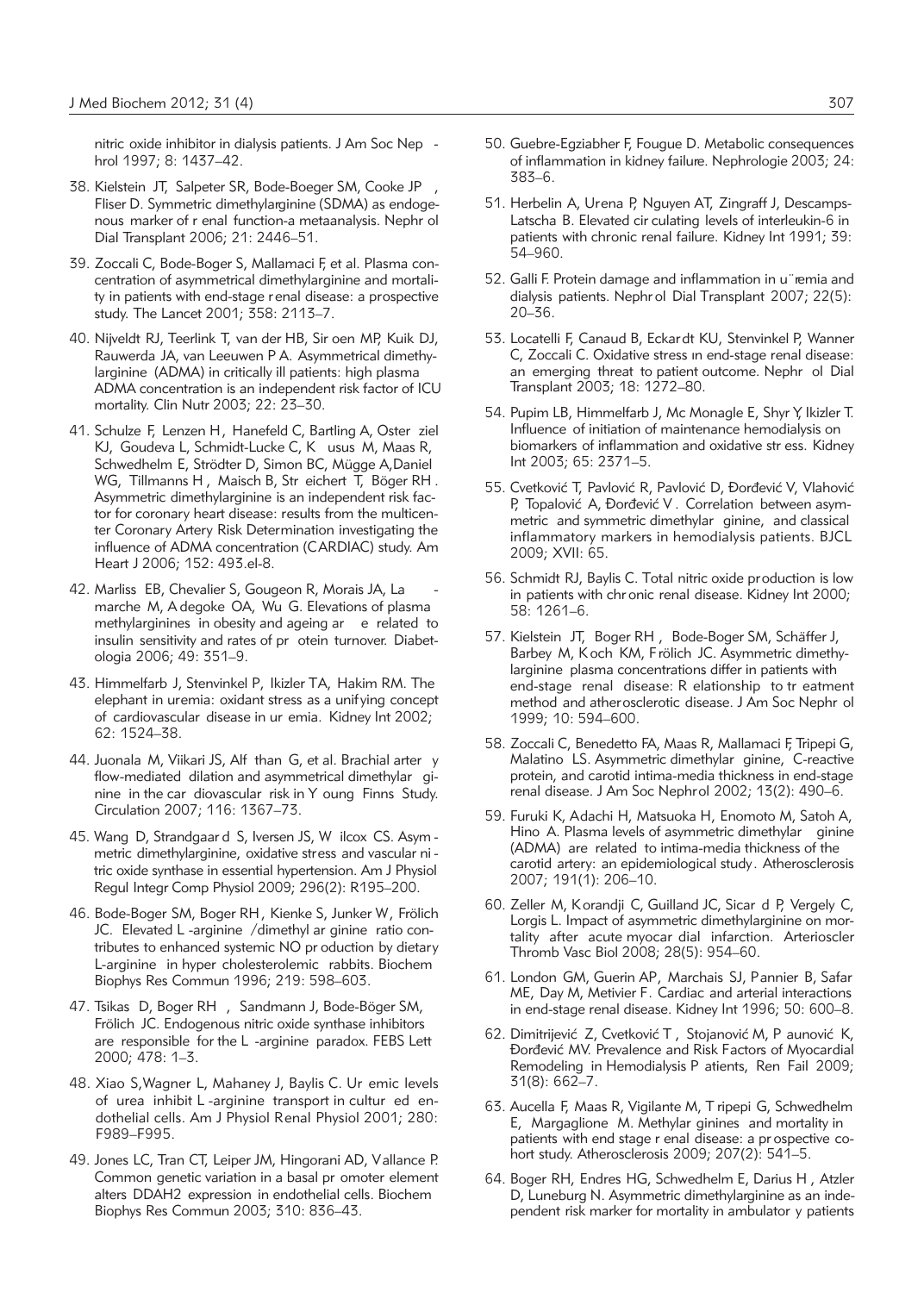nitric oxide inhibitor in dialysis patients. J Am Soc Nep - hrol 1997; 8: 1437–42.

38. Kielstein JT, Salpeter SR, Bode-Boeger SM, Cooke JP , Fliser D. Symmetric dimethylarginine (SDMA) as endogenous marker of r enal function-a metaanalysis. Nephr ol Dial Transplant 2006; 21: 2446–51.

39. Zoccali C, Bode-Boger S, Mallamaci F, et al. Plasma concentration of asymmetrical dimethylarginine and mortality in patients with end-stage r enal disease: a prospective study. The Lancet 2001; 358: 2113–7.

40. Nijveldt RJ, Teerlink T, van der HB, Sir oen MP, Kuik DJ, Rauwerda JA, van Leeuwen P A. Asymmetrical dimethylarginine (ADMA) in critically ill patients: high plasma ADMA concentration is an independent risk factor of ICU mortality. Clin Nutr 2003; 22: 23–30.

41. Schulze F, Lenzen H , Hanefeld C, Bartling A, Oster ziel KJ, Goudeva L, Schmidt-Lucke C, K usus M, Maas R, Schwedhelm E, Strödter D, Simon BC, Mügge A,Daniel WG, Tillmanns H , Maisch B, Str eichert T, Böger RH . Asymmetric dimethylarginine is an independent risk factor for coronary heart disease: results from the multicenter Coronary Artery Risk Determination investigating the influence of ADMA concentration (CARDIAC) study. Am Heart J 2006; 152: 493.el-8.

42. Marliss EB, Chevalier S, Gougeon R, Morais JA, La - marche M, A degoke OA, Wu G. Elevations of plasma methylarginines in obesity and ageing ar e related to insulin sensitivity and rates of pr otein turnover. Diabetologia 2006; 49: 351–9.

43. Himmelfarb J, Stenvinkel P, Ikizler TA, Hakim RM. The elephant in uremia: oxidant stress as a unifying concept of cardiovascular disease in ur emia. Kidney Int 2002; 62: 1524–38.

44. Juonala M, Viikari JS, Alf than G, et al. Brachial arter y flow-mediated dilation and asymmetrical dimethylar ginine in the car diovascular risk in Y oung Finns Study. Circulation 2007; 116: 1367–73.

45. Wang D, Strandgaar d S, Iversen JS, W ilcox CS. Asym - metric dimethylarginine, oxidative stress and vascular ni - tric oxide synthase in essential hypertension. Am J Physiol Regul Integr Comp Physiol 2009; 296(2): R195–200.

46. Bode-Boger SM, Boger RH , Kienke S, Junker W , Frölich JC. Elevated L -arginine /dimethyl ar ginine ratio contributes to enhanced systemic NO pr oduction by dietary L-arginine in hyper cholesterolemic rabbits. Biochem Biophys Res Commun 1996; 219: 598–603.

47. Tsikas D, Boger RH , Sandmann J, Bode-Böger SM, Frölich JC. Endogenous nitric oxide synthase inhibitors are responsible for the L -arginine paradox. FEBS Lett 2000; 478: 1–3.

48. Xiao S,Wagner L, Mahaney J, Baylis C. Ur emic levels of urea inhibit L -arginine transport in cultur ed endothelial cells. Am J Physiol Renal Physiol 2001; 280: F989–F995.

49. Jones LC, Tran CT, Leiper JM, Hingorani AD, Vallance P. Common genetic variation in a basal pr omoter element alters DDAH2 expression in endothelial cells. Biochem Biophys Res Commun 2003; 310: 836–43.

50. Guebre-Egziabher F, Fougue D. Metabolic consequences of inflammation in kidney failure. Nephrologie 2003; 24: 383–6.

51. Herbelin A, Urena P, Nguyen AT, Zingraff J, Descamps-Latscha B. Elevated cir culating levels of interleukin-6 in patients with chronic renal failure. Kidney Int 1991; 39: 54–960.

52. Galli F. Protein damage and inflammation in u¨remia and dialysis patients. Nephr ol Dial Transplant 2007; 22(5): 20–36.

53. Locatelli F, Canaud B, Eckar dt KU, Stenvinkel P, Wanner C, Zoccali C. Oxidative stress ın end-stage renal disease: an emerging threat to patient outcome. Nephr ol Dial Transplant 2003; 18: 1272–80.

54. Pupim LB, Himmelfarb J, Mc Monagle E, Shyr Y, Ikizler T. Influence of initiation of maintenance hemodialysis on biomarkers of inflammation and oxidative str ess. Kidney Int 2003; 65: 2371–5.

55. Cvetković T, Pavlović R, Pavlović D, Đorđević V, Vlahović P, Topalović A, Đorđević V . Correlation between asymmetric and symmetric dimethylar ginine, and classical inflammatory markers in hemodialysis patients. BJCL 2009; XVII: 65.

56. Schmidt RJ, Baylis C. Total nitric oxide production is low in patients with chr onic renal disease. Kidney Int 2000; 58: 1261–6.

57. Kielstein JT, Boger RH , Bode-Boger SM, Schäffer J, Barbey M, K och KM, F rölich JC. Asymmetric dimethylarginine plasma concentrations differ in patients with end-stage renal disease: R elationship to tr eatment method and ather osclerotic disease. J Am Soc Nephr ol 1999; 10: 594–600.

58. Zoccali C, Benedetto FA, Maas R, Mallamaci F, Tripepi G, Malatino LS. Asymmetric dimethylar ginine, C-reactive protein, and carotid intima-media thickness in end-stage renal disease. J Am Soc Nephrol 2002; 13(2): 490–6.

59. Furuki K, Adachi H, Matsuoka H, Enomoto M, Satoh A, Hino A. Plasma levels of asymmetric dimethylar ginine (ADMA) are related to intima-media thickness of the carotid artery: an epidemiological study . Atherosclerosis 2007; 191(1): 206–10.

60. Zeller M, K orandji C, Guilland JC, Sicar d P, Vergely C, Lorgis L. Impact of asymmetric dimethylarginine on mortality after acute myocar dial infarction. Arterioscler Thromb Vasc Biol 2008; 28(5): 954–60.

61. London GM, Guerin AP, Marchais SJ, P annier B, Safar ME, Day M, Metivier F. Cardiac and arterial interactions in end-stage renal disease. Kidney Int 1996; 50: 600–8.

62. Dimitrijević Z, Cvetković T , Stojanović M, P aunović K, Đorđević MV. Prevalence and Risk Factors of Myocardial Remodeling in Hemodialysis P atients, Ren Fail 2009; 31(8): 662–7.

63. Aucella F, Maas R, Vigilante M, T ripepi G, Schwedhelm E, Margaglione M. Methylar ginines and mortality in patients with end stage r enal disease: a pr ospective cohort study. Atherosclerosis 2009; 207(2): 541–5.

64. Boger RH, Endres HG, Schwedhelm E, Darius H , Atzler D, Luneburg N. Asymmetric dimethylarginine as an independent risk marker for mortality in ambulator y patients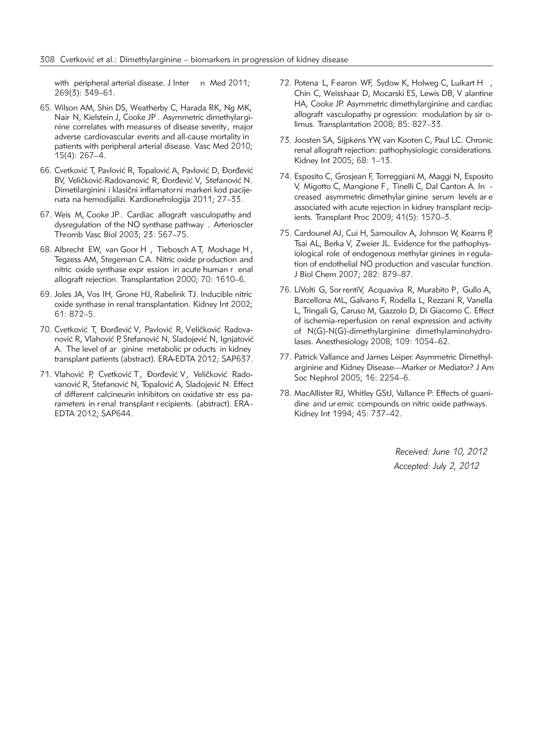with peripheral arterial disease. J Intern Med 2011; 269(3): 349–61.

65. Wilson AM, Shin DS, Weatherby C, Harada RK, Ng MK, Nair N, Kielstein J, Cooke JP. Asymmetric dimethylarginine correlates with measures of disease severity, major adverse cardiovascular events and all-cause mortality in patients with peripheral arterial disease. Vasc Med 2010; 15(4): 267–4.

66. Cvetković T, Pavlović R, Topalović A, Pavlović D, Đorđević BV, Veličković-Radovanović R, Đorđević V, Stefanović N. Dimetilarginini i klasični inflamatorni markeri kod pacijenata na hemodijalizi. Kardionefrologija 2011; 27–33.

67. Weis M, Cooke JP. Cardiac allograft vasculopathy and dysregulation of the NO synthase pathway. Arterioscler Thromb Vasc Biol 2003; 23: 567–75.

68. Albrecht EW, van Goor H, Tiebosch AT, Moshage H, Tegzess AM, Stegeman CA. Nitric oxide production and nitric oxide synthase expression in acute human renal allograft rejection. Transplantation 2000; 70: 1610–6.

69. Joles JA, Vos IH, Grone HJ, Rabelink TJ. Inducible nitric oxide synthase in renal transplantation. Kidney Int 2002; 61: 872–5.

70. Cvetković T, Đorđević V, Pavlović R, Veličković Radovanović R, Vlahović P, Stefanović N, Sladojević N, Ignjatović A. The level of arginine metabolic products in kidney transplant patients (abstract). ERA-EDTA 2012; SAP637.

71. Vlahović P, Cvetković T, Đorđević V, Veličković Radovanović R, Stefanović N, Topalović A, Sladojević N. Effect of different calcineurin inhibitors on oxidative stress parameters in renal transplant recipients. (abstract). ERA-EDTA 2012; SAP644.

72. Potena L, Fearon WF, Sydow K, Holweg C, Luikart H, Chin C, Weisshaar D, Mocarski ES, Lewis DB, Valantine HA, Cooke JP. Asymmetric dimethylarginine and cardiac allograft vasculopathy progression: modulation by sirolimus. Transplantation 2008; 85: 827–33.

73. Joosten SA, Sijpkens YW, van Kooten C, Paul LC. Chronic renal allograft rejection: pathophysiologic considerations. Kidney Int 2005; 68: 1–13.

74. Esposito C, Grosjean F, Torreggiani M, Maggi N, Esposito V, Migotto C, Mangione F, Tinelli C, Dal Canton A. Increased asymmetric dimethylarginine serum levels are associated with acute rejection in kidney transplant recipients. Transplant Proc 2009; 41(5): 1570–3.

75. Cardounel AJ, Cui H, Samouilov A, Johnson W, Kearns P, Tsai AL, Berka V, Zweier JL. Evidence for the pathophysiological role of endogenous methylarginines in regulation of endothelial NO production and vascular function. J Biol Chem 2007; 282: 879–87.

76. LiVolti G, SorrentiV, Acquaviva R, Murabito P, Gullo A, Barcellona ML, Galvano F, Rodella L, Rezzani R, Vanella L, Tringali G, Caruso M, Gazzolo D, Di Giacomo C. Effect of ischemia-reperfusion on renal expression and activity of N(G)-N(G)-dimethylarginine dimethylaminohydrolases. Anesthesiology 2008; 109: 1054–62.

77. Patrick Vallance and James Leiper. Asymmetric Dimethylarginine and Kidney Disease—Marker or Mediator? J Am Soc Nephrol 2005; 16: 2254–6.

78. MacAllister RJ, Whitley GStJ, Vallance P: Effects of guanidine and uremic compounds on nitric oxide pathways. Kidney Int 1994; 45: 737–42.

*Received: June 10, 2012*
*Accepted: July 2, 2012*